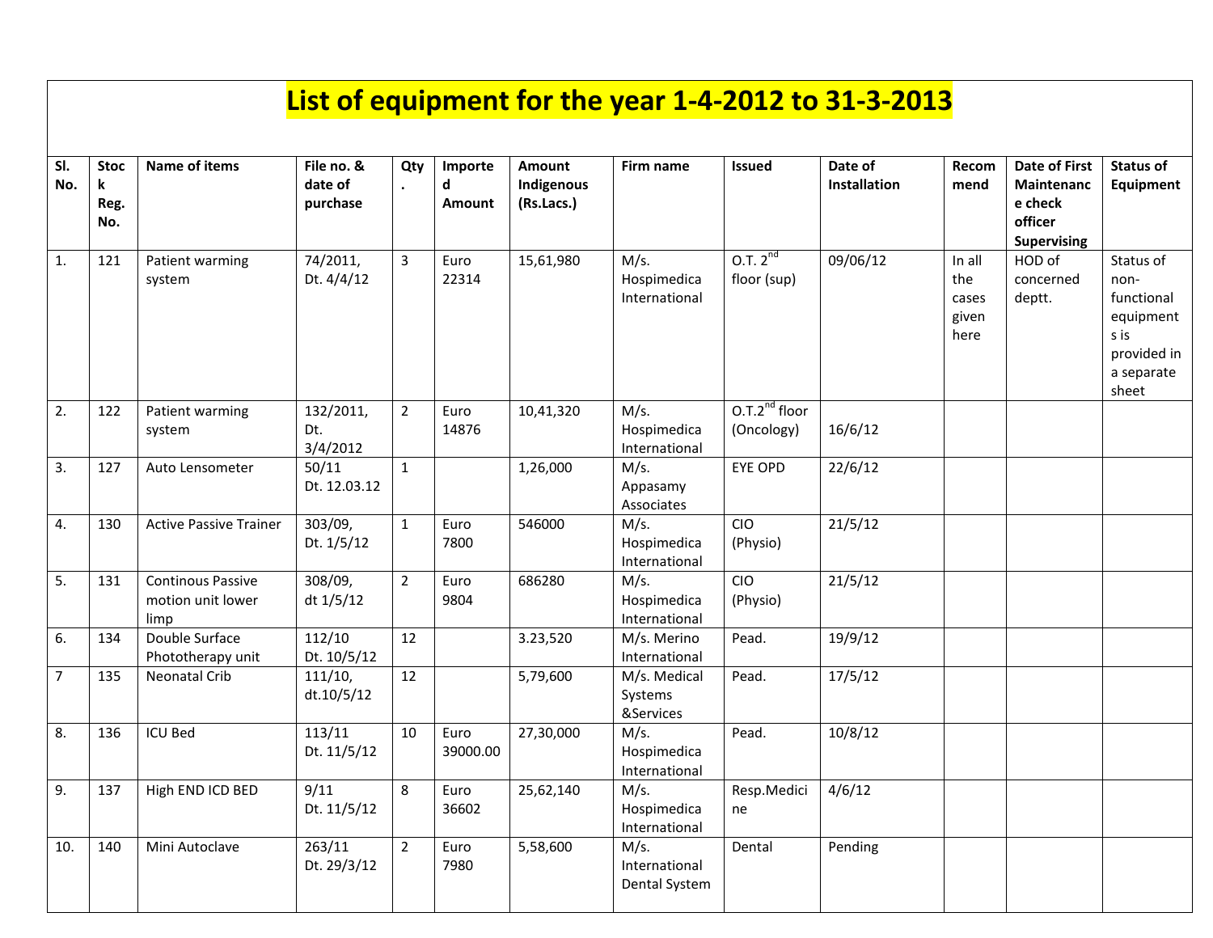# List of equipment for the year 1-4-2012 to 31-3-2013

| Sl. No. | Stock Reg. No. | Name of items | File no. & date of purchase | Qty. | Imported Amount | Amount Indigenous (Rs.Lacs.) | Firm name | Issued | Date of Installation | Recommend | Date of First Maintenance check officer Supervising | Status of Equipment |
|---|---|---|---|---|---|---|---|---|---|---|---|---|
| 1. | 121 | Patient warming system | 74/2011, Dt. 4/4/12 | 3 | Euro 22314 | 15,61,980 | M/s. Hospimedica International | O.T. 2nd floor (sup) | 09/06/12 | In all the cases given here | HOD of concerned deptt. | Status of non-functional equipments is provided in a separate sheet |
| 2. | 122 | Patient warming system | 132/2011, Dt. 3/4/2012 | 2 | Euro 14876 | 10,41,320 | M/s. Hospimedica International | O.T.2nd floor (Oncology) | 16/6/12 | | | |
| 3. | 127 | Auto Lensometer | 50/11 Dt. 12.03.12 | 1 | | 1,26,000 | M/s. Appasamy Associates | EYE OPD | 22/6/12 | | | |
| 4. | 130 | Active Passive Trainer | 303/09, Dt. 1/5/12 | 1 | Euro 7800 | 546000 | M/s. Hospimedica International | CIO (Physio) | 21/5/12 | | | |
| 5. | 131 | Continous Passive motion unit lower limp | 308/09, dt 1/5/12 | 2 | Euro 9804 | 686280 | M/s. Hospimedica International | CIO (Physio) | 21/5/12 | | | |
| 6. | 134 | Double Surface Phototherapy unit | 112/10 Dt. 10/5/12 | 12 | | 3.23,520 | M/s. Merino International | Pead. | 19/9/12 | | | |
| 7 | 135 | Neonatal Crib | 111/10, dt.10/5/12 | 12 | | 5,79,600 | M/s. Medical Systems &Services | Pead. | 17/5/12 | | | |
| 8. | 136 | ICU Bed | 113/11 Dt. 11/5/12 | 10 | Euro 39000.00 | 27,30,000 | M/s. Hospimedica International | Pead. | 10/8/12 | | | |
| 9. | 137 | High END ICD BED | 9/11 Dt. 11/5/12 | 8 | Euro 36602 | 25,62,140 | M/s. Hospimedica International | Resp.Medicine | 4/6/12 | | | |
| 10. | 140 | Mini Autoclave | 263/11 Dt. 29/3/12 | 2 | Euro 7980 | 5,58,600 | M/s. International Dental System | Dental | Pending | | | |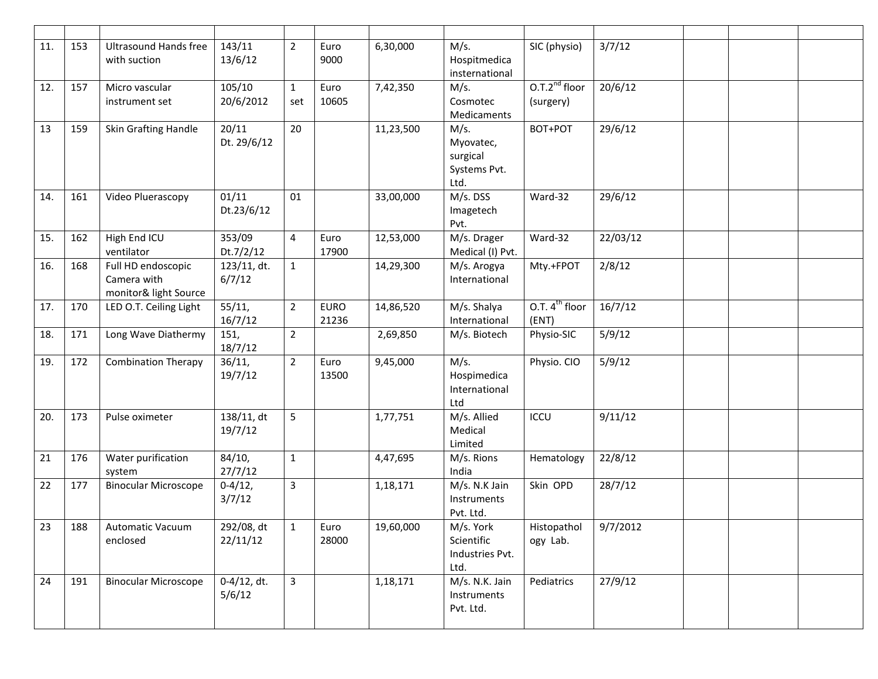| | | | | | | | | | | | | |
|---|---|---|---|---|---|---|---|---|---|---|---|---|
| 11. | 153 | Ultrasound Hands free with suction | 143/11 13/6/12 | 2 | Euro 9000 | 6,30,000 | M/s. Hospitmedica insternational | SIC (physio) | 3/7/12 | | | |
| 12. | 157 | Micro vascular instrument set | 105/10 20/6/2012 | 1 set | Euro 10605 | 7,42,350 | M/s. Cosmotec Medicaments | O.T.2[nd] floor (surgery) | 20/6/12 | | | |
| 13 | 159 | Skin Grafting Handle | 20/11 Dt. 29/6/12 | 20 | | 11,23,500 | M/s. Myovatec, surgical Systems Pvt. Ltd. | BOT+POT | 29/6/12 | | | |
| 14. | 161 | Video Pluerascopy | 01/11 Dt.23/6/12 | 01 | | 33,00,000 | M/s. DSS Imagetech Pvt. | Ward-32 | 29/6/12 | | | |
| 15. | 162 | High End ICU ventilator | 353/09 Dt.7/2/12 | 4 | Euro 17900 | 12,53,000 | M/s. Drager Medical (I) Pvt. | Ward-32 | 22/03/12 | | | |
| 16. | 168 | Full HD endoscopic Camera with monitor& light Source | 123/11, dt. 6/7/12 | 1 | | 14,29,300 | M/s. Arogya International | Mty.+FPOT | 2/8/12 | | | |
| 17. | 170 | LED O.T. Ceiling Light | 55/11, 16/7/12 | 2 | EURO 21236 | 14,86,520 | M/s. Shalya International | O.T. 4[th] floor (ENT) | 16/7/12 | | | |
| 18. | 171 | Long Wave Diathermy | 151, 18/7/12 | 2 | | 2,69,850 | M/s. Biotech | Physio-SIC | 5/9/12 | | | |
| 19. | 172 | Combination Therapy | 36/11, 19/7/12 | 2 | Euro 13500 | 9,45,000 | M/s. Hospimedica International Ltd | Physio. CIO | 5/9/12 | | | |
| 20. | 173 | Pulse oximeter | 138/11, dt 19/7/12 | 5 | | 1,77,751 | M/s. Allied Medical Limited | ICCU | 9/11/12 | | | |
| 21 | 176 | Water purification system | 84/10, 27/7/12 | 1 | | 4,47,695 | M/s. Rions India | Hematology | 22/8/12 | | | |
| 22 | 177 | Binocular Microscope | 0-4/12, 3/7/12 | 3 | | 1,18,171 | M/s. N.K Jain Instruments Pvt. Ltd. | Skin OPD | 28/7/12 | | | |
| 23 | 188 | Automatic Vacuum enclosed | 292/08, dt 22/11/12 | 1 | Euro 28000 | 19,60,000 | M/s. York Scientific Industries Pvt. Ltd. | Histopathol ogy Lab. | 9/7/2012 | | | |
| 24 | 191 | Binocular Microscope | 0-4/12, dt. 5/6/12 | 3 | | 1,18,171 | M/s. N.K. Jain Instruments Pvt. Ltd. | Pediatrics | 27/9/12 | | | |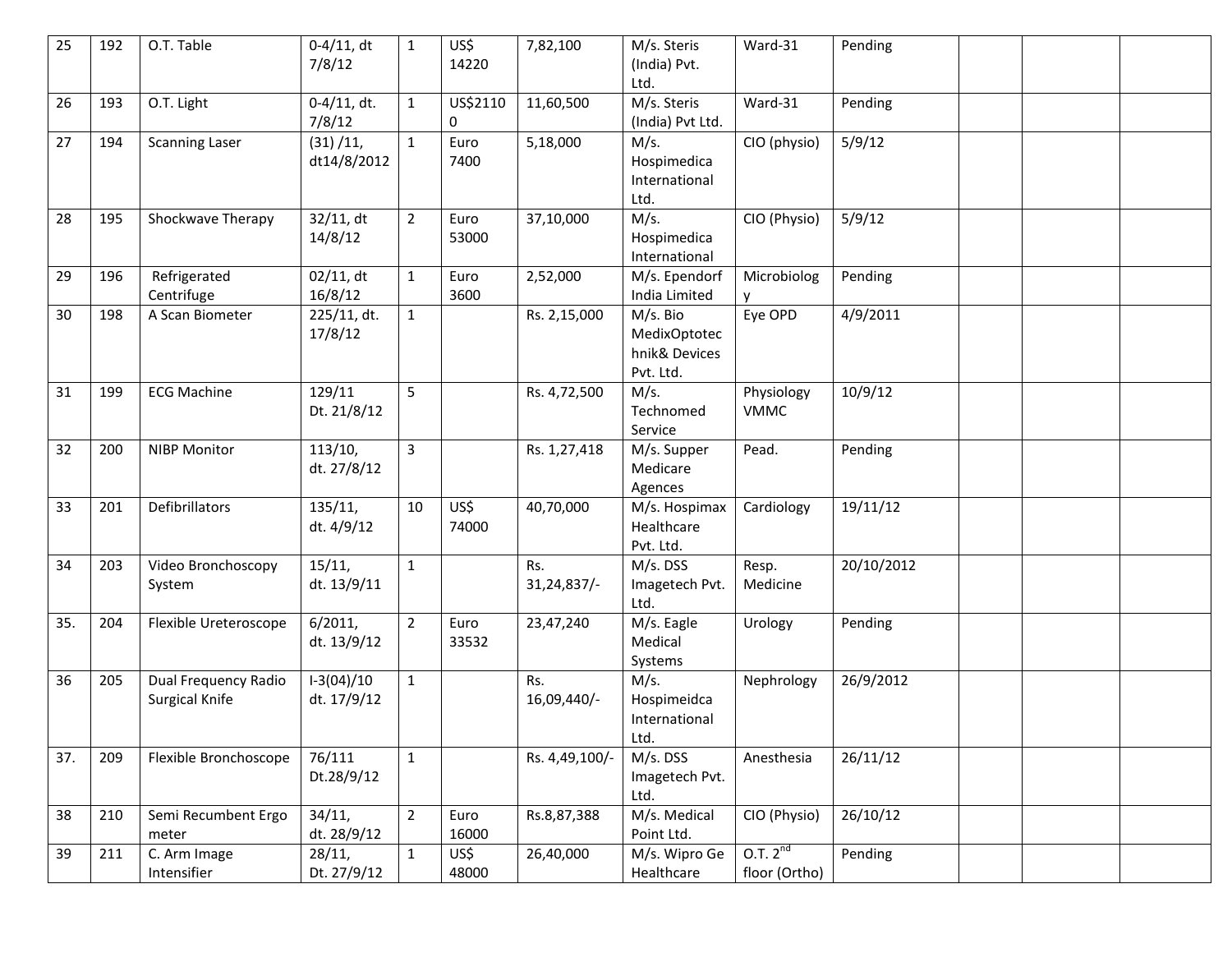| | | | | | | | | | | | | |
|---|---|---|---|---|---|---|---|---|---|---|---|---|
| 25 | 192 | O.T. Table | 0-4/11, dt 7/8/12 | 1 | US$ 14220 | 7,82,100 | M/s. Steris (India) Pvt. Ltd. | Ward-31 | Pending | | | |
| 26 | 193 | O.T. Light | 0-4/11, dt. 7/8/12 | 1 | US$21100 | 11,60,500 | M/s. Steris (India) Pvt Ltd. | Ward-31 | Pending | | | |
| 27 | 194 | Scanning Laser | (31) /11, dt14/8/2012 | 1 | Euro 7400 | 5,18,000 | M/s. Hospimedica International Ltd. | CIO (physio) | 5/9/12 | | | |
| 28 | 195 | Shockwave Therapy | 32/11, dt 14/8/12 | 2 | Euro 53000 | 37,10,000 | M/s. Hospimedica International | CIO (Physio) | 5/9/12 | | | |
| 29 | 196 | Refrigerated Centrifuge | 02/11, dt 16/8/12 | 1 | Euro 3600 | 2,52,000 | M/s. Ependorf India Limited | Microbiology | Pending | | | |
| 30 | 198 | A Scan Biometer | 225/11, dt. 17/8/12 | 1 | | Rs. 2,15,000 | M/s. Bio MedixOptotechnik& Devices Pvt. Ltd. | Eye OPD | 4/9/2011 | | | |
| 31 | 199 | ECG Machine | 129/11 Dt. 21/8/12 | 5 | | Rs. 4,72,500 | M/s. Technomed Service | Physiology VMMC | 10/9/12 | | | |
| 32 | 200 | NIBP Monitor | 113/10, dt. 27/8/12 | 3 | | Rs. 1,27,418 | M/s. Supper Medicare Agences | Pead. | Pending | | | |
| 33 | 201 | Defibrillators | 135/11, dt. 4/9/12 | 10 | US$ 74000 | 40,70,000 | M/s. Hospimax Healthcare Pvt. Ltd. | Cardiology | 19/11/12 | | | |
| 34 | 203 | Video Bronchoscopy System | 15/11, dt. 13/9/11 | 1 | | Rs. 31,24,837/- | M/s. DSS Imagetech Pvt. Ltd. | Resp. Medicine | 20/10/2012 | | | |
| 35. | 204 | Flexible Ureteroscope | 6/2011, dt. 13/9/12 | 2 | Euro 33532 | 23,47,240 | M/s. Eagle Medical Systems | Urology | Pending | | | |
| 36 | 205 | Dual Frequency Radio Surgical Knife | I-3(04)/10 dt. 17/9/12 | 1 | | Rs. 16,09,440/- | M/s. Hospimeidca International Ltd. | Nephrology | 26/9/2012 | | | |
| 37. | 209 | Flexible Bronchoscope | 76/111 Dt.28/9/12 | 1 | | Rs. 4,49,100/- | M/s. DSS Imagetech Pvt. Ltd. | Anesthesia | 26/11/12 | | | |
| 38 | 210 | Semi Recumbent Ergo meter | 34/11, dt. 28/9/12 | 2 | Euro 16000 | Rs.8,87,388 | M/s. Medical Point Ltd. | CIO (Physio) | 26/10/12 | | | |
| 39 | 211 | C. Arm Image Intensifier | 28/11, Dt. 27/9/12 | 1 | US$ 48000 | 26,40,000 | M/s. Wipro Ge Healthcare | O.T. 2nd floor (Ortho) | Pending | | | |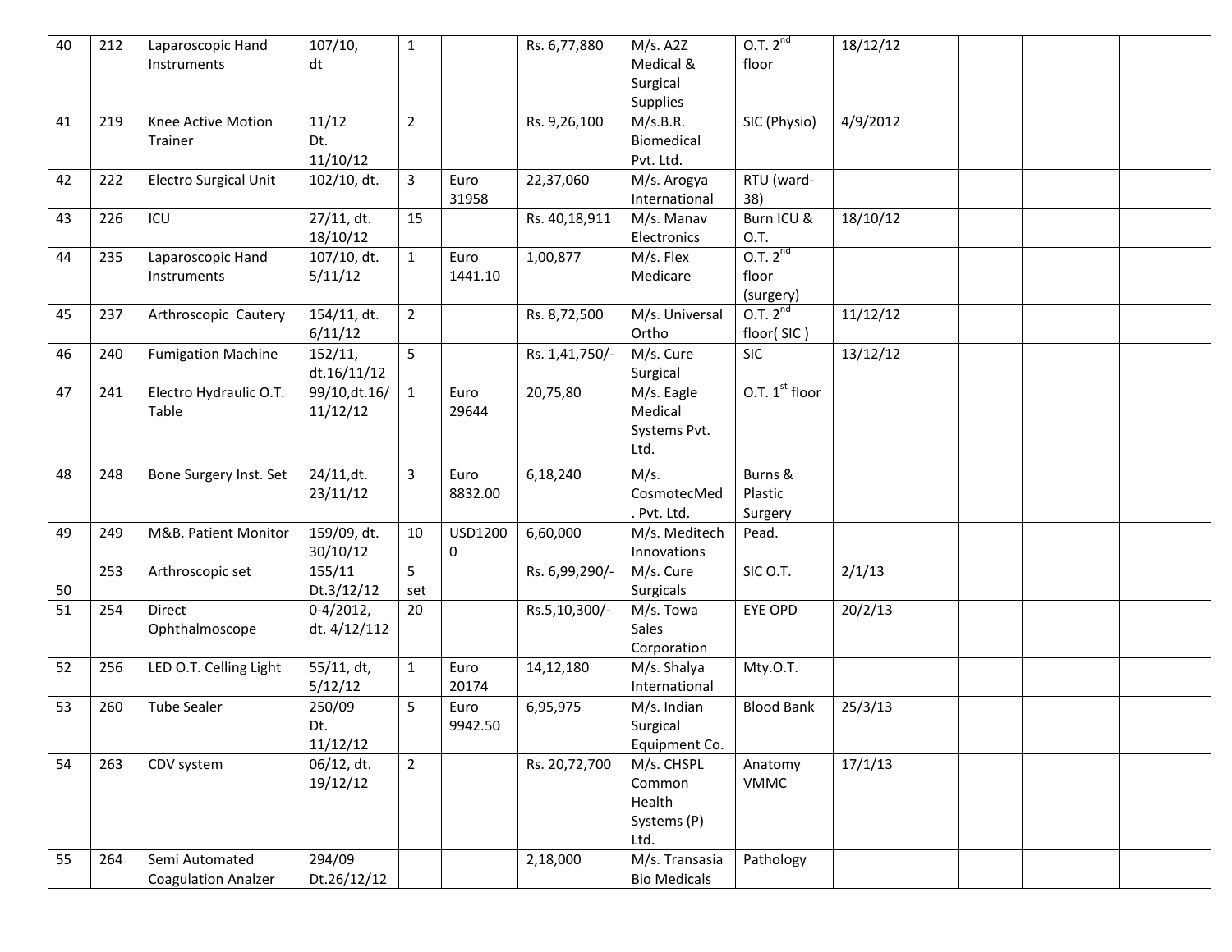| 40 | 212 | Laparoscopic Hand Instruments | 107/10, dt | 1 | | Rs. 6,77,880 | M/s. A2Z Medical & Surgical Supplies | O.T. 2nd floor | 18/12/12 | | | |
|---|---|---|---|---|---|---|---|---|---|---|---|---|
| 41 | 219 | Knee Active Motion Trainer | 11/12 Dt. 11/10/12 | 2 | | Rs. 9,26,100 | M/s.B.R. Biomedical Pvt. Ltd. | SIC (Physio) | 4/9/2012 | | | |
| 42 | 222 | Electro Surgical Unit | 102/10, dt. | 3 | Euro 31958 | 22,37,060 | M/s. Arogya International | RTU (ward-38) | | | | |
| 43 | 226 | ICU | 27/11, dt. 18/10/12 | 15 | | Rs. 40,18,911 | M/s. Manav Electronics | Burn ICU & O.T. | 18/10/12 | | | |
| 44 | 235 | Laparoscopic Hand Instruments | 107/10, dt. 5/11/12 | 1 | Euro 1441.10 | 1,00,877 | M/s. Flex Medicare | O.T. 2nd floor (surgery) | | | | |
| 45 | 237 | Arthroscopic Cautery | 154/11, dt. 6/11/12 | 2 | | Rs. 8,72,500 | M/s. Universal Ortho | O.T. 2nd floor( SIC ) | 11/12/12 | | | |
| 46 | 240 | Fumigation Machine | 152/11, dt.16/11/12 | 5 | | Rs. 1,41,750/- | M/s. Cure Surgical | SIC | 13/12/12 | | | |
| 47 | 241 | Electro Hydraulic O.T. Table | 99/10,dt.16/ 11/12/12 | 1 | Euro 29644 | 20,75,80 | M/s. Eagle Medical Systems Pvt. Ltd. | O.T. 1st floor | | | | |
| 48 | 248 | Bone Surgery Inst. Set | 24/11,dt. 23/11/12 | 3 | Euro 8832.00 | 6,18,240 | M/s. CosmotecMed . Pvt. Ltd. | Burns & Plastic Surgery | | | | |
| 49 | 249 | M&B. Patient Monitor | 159/09, dt. 30/10/12 | 10 | USD12000 | 6,60,000 | M/s. Meditech Innovations | Pead. | | | | |
| 50 | 253 | Arthroscopic set | 155/11 Dt.3/12/12 | 5 set | | Rs. 6,99,290/- | M/s. Cure Surgicals | SIC O.T. | 2/1/13 | | | |
| 51 | 254 | Direct Ophthalmoscope | 0-4/2012, dt. 4/12/112 | 20 | | Rs.5,10,300/- | M/s. Towa Sales Corporation | EYE OPD | 20/2/13 | | | |
| 52 | 256 | LED O.T. Celling Light | 55/11, dt, 5/12/12 | 1 | Euro 20174 | 14,12,180 | M/s. Shalya International | Mty.O.T. | | | | |
| 53 | 260 | Tube Sealer | 250/09 Dt. 11/12/12 | 5 | Euro 9942.50 | 6,95,975 | M/s. Indian Surgical Equipment Co. | Blood Bank | 25/3/13 | | | |
| 54 | 263 | CDV system | 06/12, dt. 19/12/12 | 2 | | Rs. 20,72,700 | M/s. CHSPL Common Health Systems (P) Ltd. | Anatomy VMMC | 17/1/13 | | | |
| 55 | 264 | Semi Automated Coagulation Analzer | 294/09 Dt.26/12/12 | | | 2,18,000 | M/s. Transasia Bio Medicals | Pathology | | | | |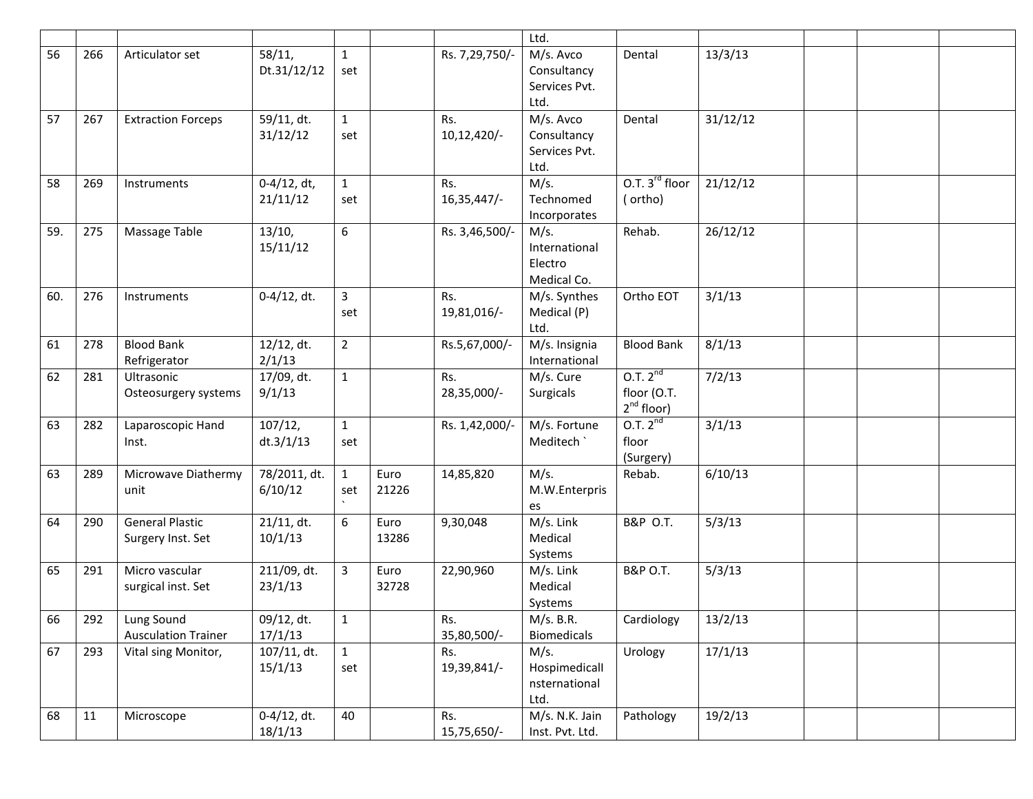| | | | | | | | | | | | | |
|---|---|---|---|---|---|---|---|---|---|---|---|---|
| | | | | | | | Ltd. | | | | | |
| 56 | 266 | Articulator set | 58/11, Dt.31/12/12 | 1 set | | Rs. 7,29,750/- | M/s. Avco Consultancy Services Pvt. Ltd. | Dental | 13/3/13 | | | |
| 57 | 267 | Extraction Forceps | 59/11, dt. 31/12/12 | 1 set | | Rs. 10,12,420/- | M/s. Avco Consultancy Services Pvt. Ltd. | Dental | 31/12/12 | | | |
| 58 | 269 | Instruments | 0-4/12, dt, 21/11/12 | 1 set | | Rs. 16,35,447/- | M/s. Technomed Incorporates | O.T. 3rd floor ( ortho) | 21/12/12 | | | |
| 59. | 275 | Massage Table | 13/10, 15/11/12 | 6 | | Rs. 3,46,500/- | M/s. International Electro Medical Co. | Rehab. | 26/12/12 | | | |
| 60. | 276 | Instruments | 0-4/12, dt. | 3 set | | Rs. 19,81,016/- | M/s. Synthes Medical (P) Ltd. | Ortho EOT | 3/1/13 | | | |
| 61 | 278 | Blood Bank Refrigerator | 12/12, dt. 2/1/13 | 2 | | Rs.5,67,000/- | M/s. Insignia International | Blood Bank | 8/1/13 | | | |
| 62 | 281 | Ultrasonic Osteosurgery systems | 17/09, dt. 9/1/13 | 1 | | Rs. 28,35,000/- | M/s. Cure Surgicals | O.T. 2nd floor (O.T. 2nd floor) | 7/2/13 | | | |
| 63 | 282 | Laparoscopic Hand Inst. | 107/12, dt.3/1/13 | 1 set | | Rs. 1,42,000/- | M/s. Fortune Meditech ` | O.T. 2nd floor (Surgery) | 3/1/13 | | | |
| 63 | 289 | Microwave Diathermy unit | 78/2011, dt. 6/10/12 | 1 set ` | Euro 21226 | 14,85,820 | M/s. M.W.Enterpris es | Rehab. | 6/10/13 | | | |
| 64 | 290 | General Plastic Surgery Inst. Set | 21/11, dt. 10/1/13 | 6 | Euro 13286 | 9,30,048 | M/s. Link Medical Systems | B&P O.T. | 5/3/13 | | | |
| 65 | 291 | Micro vascular surgical inst. Set | 211/09, dt. 23/1/13 | 3 | Euro 32728 | 22,90,960 | M/s. Link Medical Systems | B&P O.T. | 5/3/13 | | | |
| 66 | 292 | Lung Sound Ausculation Trainer | 09/12, dt. 17/1/13 | 1 | | Rs. 35,80,500/- | M/s. B.R. Biomedicals | Cardiology | 13/2/13 | | | |
| 67 | 293 | Vital sing Monitor, | 107/11, dt. 15/1/13 | 1 set | | Rs. 19,39,841/- | M/s. Hospimedicall nsternational Ltd. | Urology | 17/1/13 | | | |
| 68 | 11 | Microscope | 0-4/12, dt. 18/1/13 | 40 | | Rs. 15,75,650/- | M/s. N.K. Jain Inst. Pvt. Ltd. | Pathology | 19/2/13 | | | |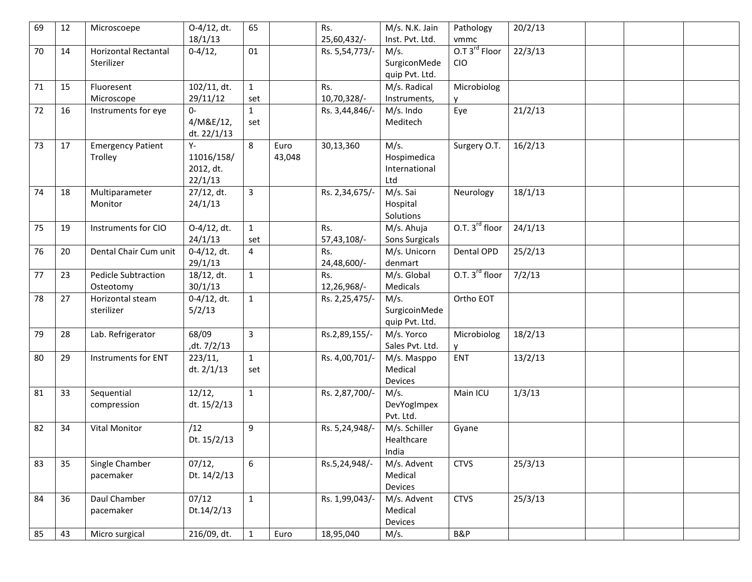| 69 | 12 | Microscoepe | O-4/12, dt. 18/1/13 | 65 | | Rs. 25,60,432/- | M/s. N.K. Jain Inst. Pvt. Ltd. | Pathology vmmc | 20/2/13 | | | |
|---|---|---|---|---|---|---|---|---|---|---|---|---|
| 70 | 14 | Horizontal Rectantal Sterilizer | 0-4/12, | 01 | | Rs. 5,54,773/- | M/s. SurgiconMedequip Pvt. Ltd. | O.T 3rd Floor CIO | 22/3/13 | | | |
| 71 | 15 | Fluoresent Microscope | 102/11, dt. 29/11/12 | 1 set | | Rs. 10,70,328/- | M/s. Radical Instruments, | Microbiology | | | | |
| 72 | 16 | Instruments for eye | 0-4/M&E/12, dt. 22/1/13 | 1 set | | Rs. 3,44,846/- | M/s. Indo Meditech | Eye | 21/2/13 | | | |
| 73 | 17 | Emergency Patient Trolley | Y-11016/158/2012, dt. 22/1/13 | 8 | Euro 43,048 | 30,13,360 | M/s. Hospimedica International Ltd | Surgery O.T. | 16/2/13 | | | |
| 74 | 18 | Multiparameter Monitor | 27/12, dt. 24/1/13 | 3 | | Rs. 2,34,675/- | M/s. Sai Hospital Solutions | Neurology | 18/1/13 | | | |
| 75 | 19 | Instruments for CIO | O-4/12, dt. 24/1/13 | 1 set | | Rs. 57,43,108/- | M/s. Ahuja Sons Surgicals | O.T. 3rd floor | 24/1/13 | | | |
| 76 | 20 | Dental Chair Cum unit | 0-4/12, dt. 29/1/13 | 4 | | Rs. 24,48,600/- | M/s. Unicorn denmart | Dental OPD | 25/2/13 | | | |
| 77 | 23 | Pedicle Subtraction Osteotomy | 18/12, dt. 30/1/13 | 1 | | Rs. 12,26,968/- | M/s. Global Medicals | O.T. 3rd floor | 7/2/13 | | | |
| 78 | 27 | Horizontal steam sterilizer | 0-4/12, dt. 5/2/13 | 1 | | Rs. 2,25,475/- | M/s. SurgicoinMedequip Pvt. Ltd. | Ortho EOT | | | | |
| 79 | 28 | Lab. Refrigerator | 68/09 ,dt. 7/2/13 | 3 | | Rs.2,89,155/- | M/s. Yorco Sales Pvt. Ltd. | Microbiology | 18/2/13 | | | |
| 80 | 29 | Instruments for ENT | 223/11, dt. 2/1/13 | 1 set | | Rs. 4,00,701/- | M/s. Masppo Medical Devices | ENT | 13/2/13 | | | |
| 81 | 33 | Sequential compression | 12/12, dt. 15/2/13 | 1 | | Rs. 2,87,700/- | M/s. DevYogImpex Pvt. Ltd. | Main ICU | 1/3/13 | | | |
| 82 | 34 | Vital Monitor | /12 Dt. 15/2/13 | 9 | | Rs. 5,24,948/- | M/s. Schiller Healthcare India | Gyane | | | | |
| 83 | 35 | Single Chamber pacemaker | 07/12, Dt. 14/2/13 | 6 | | Rs.5,24,948/- | M/s. Advent Medical Devices | CTVS | 25/3/13 | | | |
| 84 | 36 | Daul Chamber pacemaker | 07/12 Dt.14/2/13 | 1 | | Rs. 1,99,043/- | M/s. Advent Medical Devices | CTVS | 25/3/13 | | | |
| 85 | 43 | Micro surgical | 216/09, dt. | 1 | Euro | 18,95,040 | M/s. | B&P | | | | |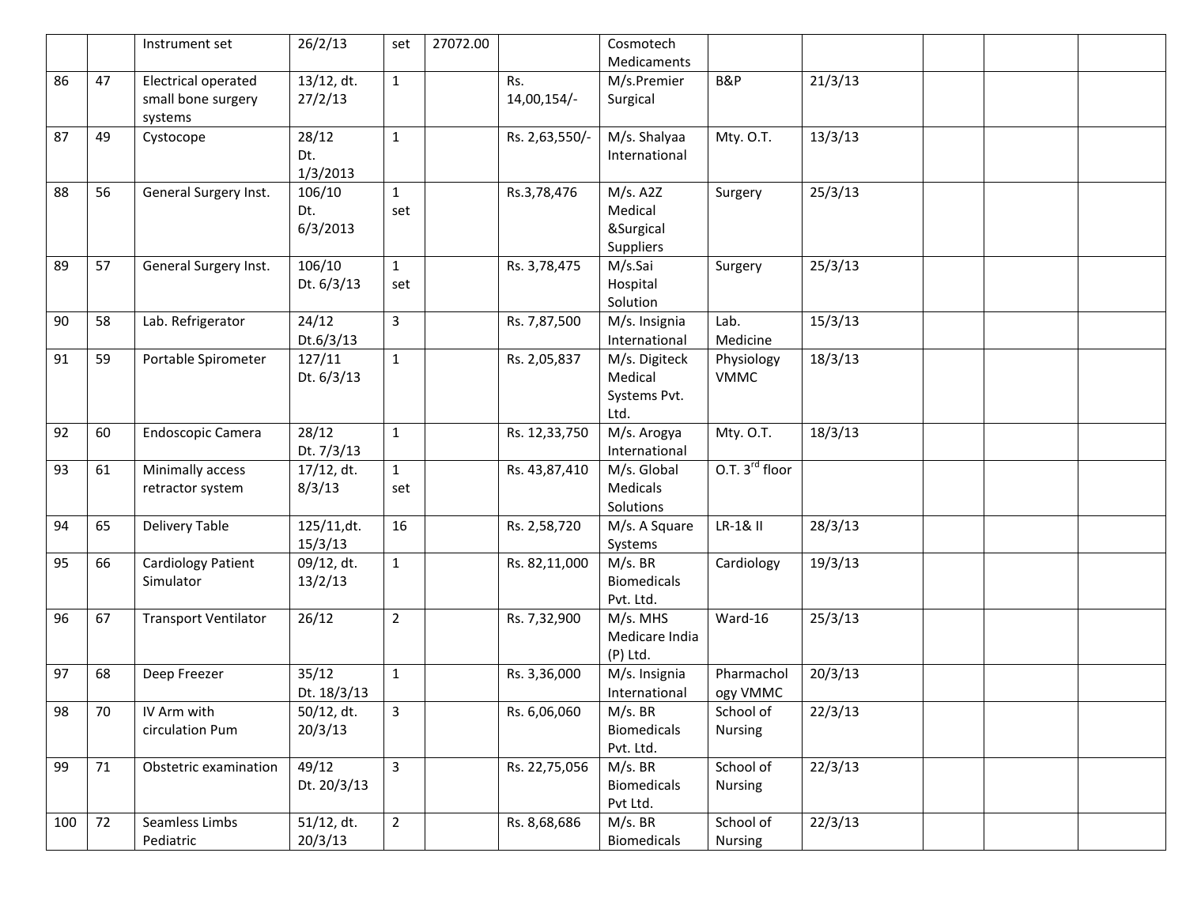| | | | | | | | | | | | | |
|---|---|---|---|---|---|---|---|---|---|---|---|---|
| | | Instrument set | 26/2/13 | set | 27072.00 | | Cosmotech Medicaments | | | | | |
| 86 | 47 | Electrical operated small bone surgery systems | 13/12, dt. 27/2/13 | 1 | | Rs. 14,00,154/- | M/s.Premier Surgical | B&P | 21/3/13 | | | |
| 87 | 49 | Cystocope | 28/12 Dt. 1/3/2013 | 1 | | Rs. 2,63,550/- | M/s. Shalyaa International | Mty. O.T. | 13/3/13 | | | |
| 88 | 56 | General Surgery Inst. | 106/10 Dt. 6/3/2013 | 1 set | | Rs.3,78,476 | M/s. A2Z Medical &Surgical Suppliers | Surgery | 25/3/13 | | | |
| 89 | 57 | General Surgery Inst. | 106/10 Dt. 6/3/13 | 1 set | | Rs. 3,78,475 | M/s.Sai Hospital Solution | Surgery | 25/3/13 | | | |
| 90 | 58 | Lab. Refrigerator | 24/12 Dt.6/3/13 | 3 | | Rs. 7,87,500 | M/s. Insignia International | Lab. Medicine | 15/3/13 | | | |
| 91 | 59 | Portable Spirometer | 127/11 Dt. 6/3/13 | 1 | | Rs. 2,05,837 | M/s. Digiteck Medical Systems Pvt. Ltd. | Physiology VMMC | 18/3/13 | | | |
| 92 | 60 | Endoscopic Camera | 28/12 Dt. 7/3/13 | 1 | | Rs. 12,33,750 | M/s. Arogya International | Mty. O.T. | 18/3/13 | | | |
| 93 | 61 | Minimally access retractor system | 17/12, dt. 8/3/13 | 1 set | | Rs. 43,87,410 | M/s. Global Medicals Solutions | O.T. 3rd floor | | | | |
| 94 | 65 | Delivery Table | 125/11,dt. 15/3/13 | 16 | | Rs. 2,58,720 | M/s. A Square Systems | LR-1& II | 28/3/13 | | | |
| 95 | 66 | Cardiology Patient Simulator | 09/12, dt. 13/2/13 | 1 | | Rs. 82,11,000 | M/s. BR Biomedicals Pvt. Ltd. | Cardiology | 19/3/13 | | | |
| 96 | 67 | Transport Ventilator | 26/12 | 2 | | Rs. 7,32,900 | M/s. MHS Medicare India (P) Ltd. | Ward-16 | 25/3/13 | | | |
| 97 | 68 | Deep Freezer | 35/12 Dt. 18/3/13 | 1 | | Rs. 3,36,000 | M/s. Insignia International | Pharmachology VMMC | 20/3/13 | | | |
| 98 | 70 | IV Arm with circulation Pum | 50/12, dt. 20/3/13 | 3 | | Rs. 6,06,060 | M/s. BR Biomedicals Pvt. Ltd. | School of Nursing | 22/3/13 | | | |
| 99 | 71 | Obstetric examination | 49/12 Dt. 20/3/13 | 3 | | Rs. 22,75,056 | M/s. BR Biomedicals Pvt Ltd. | School of Nursing | 22/3/13 | | | |
| 100 | 72 | Seamless Limbs Pediatric | 51/12, dt. 20/3/13 | 2 | | Rs. 8,68,686 | M/s. BR Biomedicals | School of Nursing | 22/3/13 | | | |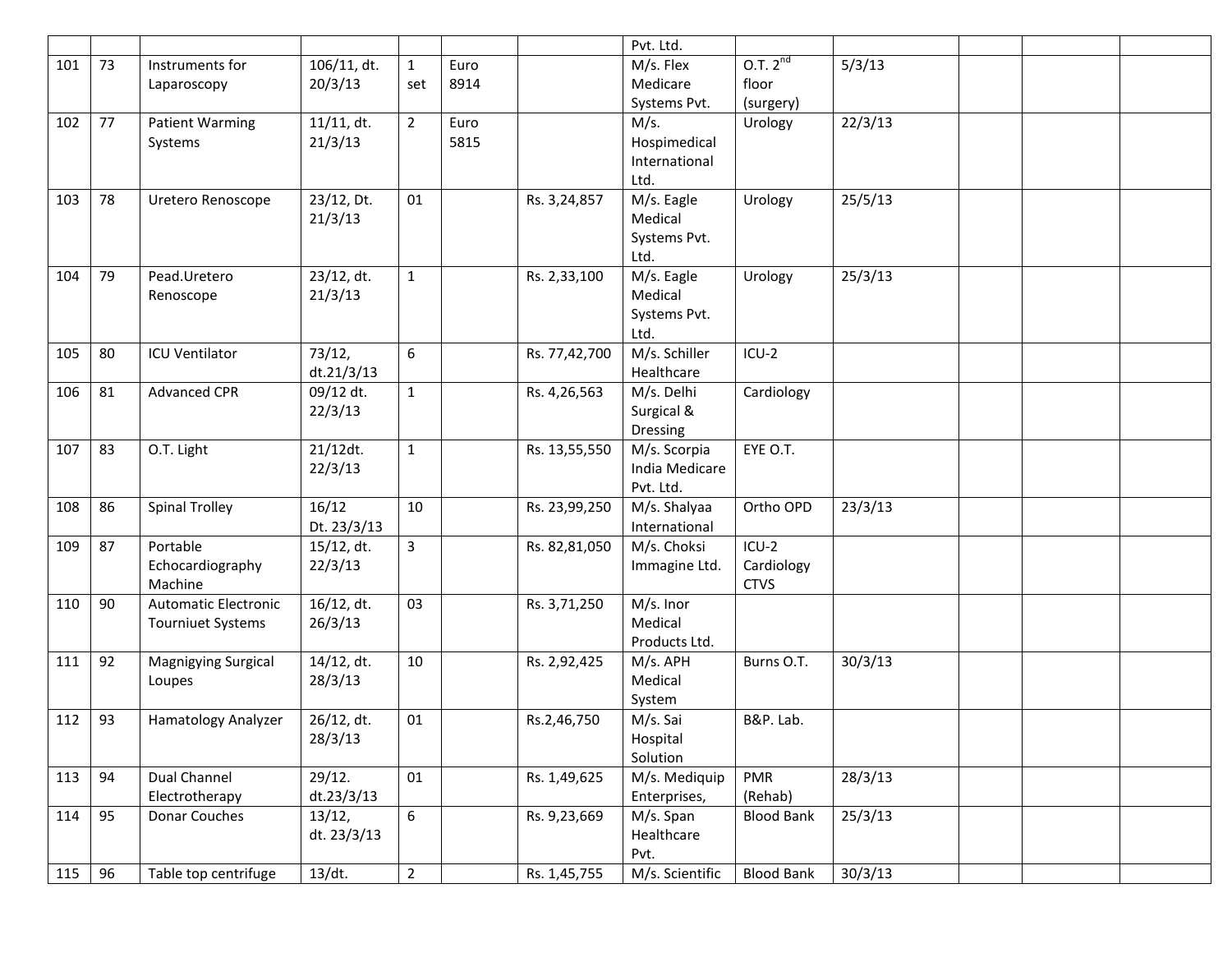| | | | | | | | | | | | | |
|---|---|---|---|---|---|---|---|---|---|---|---|---|
| | | | | | | | Pvt. Ltd. | | | | | |
| 101 | 73 | Instruments for Laparoscopy | 106/11, dt. 20/3/13 | 1 set | Euro 8914 | | M/s. Flex Medicare Systems Pvt. | O.T. 2[nd] floor (surgery) | 5/3/13 | | | |
| 102 | 77 | Patient Warming Systems | 11/11, dt. 21/3/13 | 2 | Euro 5815 | | M/s. Hospimedical International Ltd. | Urology | 22/3/13 | | | |
| 103 | 78 | Uretero Renoscope | 23/12, Dt. 21/3/13 | 01 | | Rs. 3,24,857 | M/s. Eagle Medical Systems Pvt. Ltd. | Urology | 25/5/13 | | | |
| 104 | 79 | Pead.Uretero Renoscope | 23/12, dt. 21/3/13 | 1 | | Rs. 2,33,100 | M/s. Eagle Medical Systems Pvt. Ltd. | Urology | 25/3/13 | | | |
| 105 | 80 | ICU Ventilator | 73/12, dt.21/3/13 | 6 | | Rs. 77,42,700 | M/s. Schiller Healthcare | ICU-2 | | | | |
| 106 | 81 | Advanced CPR | 09/12 dt. 22/3/13 | 1 | | Rs. 4,26,563 | M/s. Delhi Surgical & Dressing | Cardiology | | | | |
| 107 | 83 | O.T. Light | 21/12dt. 22/3/13 | 1 | | Rs. 13,55,550 | M/s. Scorpia India Medicare Pvt. Ltd. | EYE O.T. | | | | |
| 108 | 86 | Spinal Trolley | 16/12 Dt. 23/3/13 | 10 | | Rs. 23,99,250 | M/s. Shalyaa International | Ortho OPD | 23/3/13 | | | |
| 109 | 87 | Portable Echocardiography Machine | 15/12, dt. 22/3/13 | 3 | | Rs. 82,81,050 | M/s. Choksi Immagine Ltd. | ICU-2 Cardiology CTVS | | | | |
| 110 | 90 | Automatic Electronic Tourniuet Systems | 16/12, dt. 26/3/13 | 03 | | Rs. 3,71,250 | M/s. Inor Medical Products Ltd. | | | | | |
| 111 | 92 | Magnigying Surgical Loupes | 14/12, dt. 28/3/13 | 10 | | Rs. 2,92,425 | M/s. APH Medical System | Burns O.T. | 30/3/13 | | | |
| 112 | 93 | Hamatology Analyzer | 26/12, dt. 28/3/13 | 01 | | Rs.2,46,750 | M/s. Sai Hospital Solution | B&P. Lab. | | | | |
| 113 | 94 | Dual Channel Electrotherapy | 29/12. dt.23/3/13 | 01 | | Rs. 1,49,625 | M/s. Mediquip Enterprises, | PMR (Rehab) | 28/3/13 | | | |
| 114 | 95 | Donar Couches | 13/12, dt. 23/3/13 | 6 | | Rs. 9,23,669 | M/s. Span Healthcare Pvt. | Blood Bank | 25/3/13 | | | |
| 115 | 96 | Table top centrifuge | 13/dt. | 2 | | Rs. 1,45,755 | M/s. Scientific | Blood Bank | 30/3/13 | | | |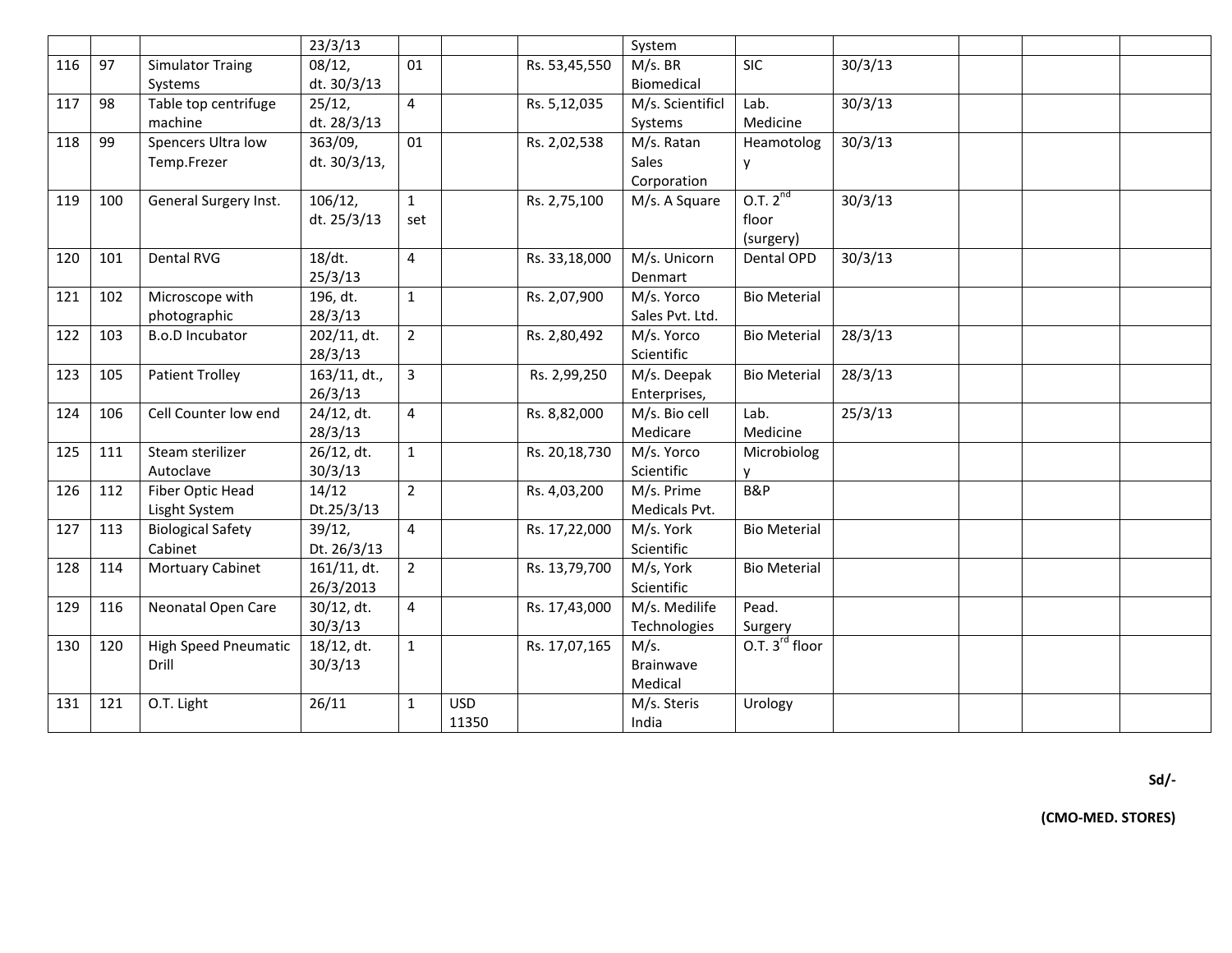| | | | | | | | | | | | | |
|---|---|---|---|---|---|---|---|---|---|---|---|---|
| | | | 23/3/13 | | | | System | | | | | |
| 116 | 97 | Simulator Traing Systems | 08/12, dt. 30/3/13 | 01 | | Rs. 53,45,550 | M/s. BR Biomedical | SIC | 30/3/13 | | | |
| 117 | 98 | Table top centrifuge machine | 25/12, dt. 28/3/13 | 4 | | Rs. 5,12,035 | M/s. Scientificl Systems | Lab. Medicine | 30/3/13 | | | |
| 118 | 99 | Spencers Ultra low Temp.Frezer | 363/09, dt. 30/3/13, | 01 | | Rs. 2,02,538 | M/s. Ratan Sales Corporation | Heamotology | 30/3/13 | | | |
| 119 | 100 | General Surgery Inst. | 106/12, dt. 25/3/13 | 1 set | | Rs. 2,75,100 | M/s. A Square | O.T. 2nd floor (surgery) | 30/3/13 | | | |
| 120 | 101 | Dental RVG | 18/dt. 25/3/13 | 4 | | Rs. 33,18,000 | M/s. Unicorn Denmart | Dental OPD | 30/3/13 | | | |
| 121 | 102 | Microscope with photographic | 196, dt. 28/3/13 | 1 | | Rs. 2,07,900 | M/s. Yorco Sales Pvt. Ltd. | Bio Meterial | | | | |
| 122 | 103 | B.o.D Incubator | 202/11, dt. 28/3/13 | 2 | | Rs. 2,80,492 | M/s. Yorco Scientific | Bio Meterial | 28/3/13 | | | |
| 123 | 105 | Patient Trolley | 163/11, dt., 26/3/13 | 3 | | Rs. 2,99,250 | M/s. Deepak Enterprises, | Bio Meterial | 28/3/13 | | | |
| 124 | 106 | Cell Counter low end | 24/12, dt. 28/3/13 | 4 | | Rs. 8,82,000 | M/s. Bio cell Medicare | Lab. Medicine | 25/3/13 | | | |
| 125 | 111 | Steam sterilizer Autoclave | 26/12, dt. 30/3/13 | 1 | | Rs. 20,18,730 | M/s. Yorco Scientific | Microbiology | | | | |
| 126 | 112 | Fiber Optic Head Lisght System | 14/12 Dt.25/3/13 | 2 | | Rs. 4,03,200 | M/s. Prime Medicals Pvt. | B&P | | | | |
| 127 | 113 | Biological Safety Cabinet | 39/12, Dt. 26/3/13 | 4 | | Rs. 17,22,000 | M/s. York Scientific | Bio Meterial | | | | |
| 128 | 114 | Mortuary Cabinet | 161/11, dt. 26/3/2013 | 2 | | Rs. 13,79,700 | M/s, York Scientific | Bio Meterial | | | | |
| 129 | 116 | Neonatal Open Care | 30/12, dt. 30/3/13 | 4 | | Rs. 17,43,000 | M/s. Medilife Technologies | Pead. Surgery | | | | |
| 130 | 120 | High Speed Pneumatic Drill | 18/12, dt. 30/3/13 | 1 | | Rs. 17,07,165 | M/s. Brainwave Medical | O.T. 3rd floor | | | | |
| 131 | 121 | O.T. Light | 26/11 | 1 | USD 11350 | | M/s. Steris India | Urology | | | | |

**Sd/-**

**(CMO-MED. STORES)**